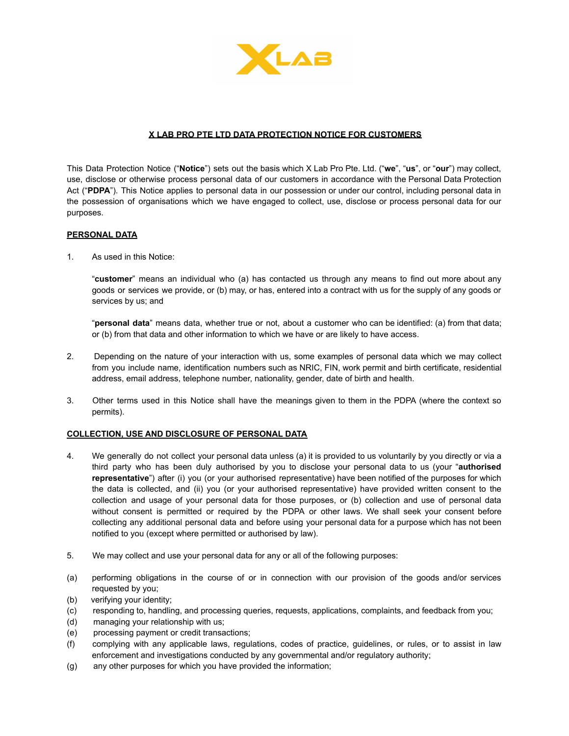# X LAB PRO PTE LTD DATA PROTECTION NOTICE FOR CUSTOMERS

This Data Protection Notice ("**Notice**") sets out the basis which X Lab Pro Pte. Ltd. ("**we**", "**us**", or "**our**") may collect, use, disclose or otherwise process personal data of our customers in accordance with the Personal Data Protection Act ("**PDPA**"). This Notice applies to personal data in our possession or under our control, including personal data in the possession of organisations which we have engaged to collect, use, disclose or process personal data for our purposes.

## PERSONAL DATA

1. As used in this Notice:

   "**customer**" means an individual who (a) has contacted us through any means to find out more about any goods or services we provide, or (b) may, or has, entered into a contract with us for the supply of any goods or services by us; and

   "**personal data**" means data, whether true or not, about a customer who can be identified: (a) from that data; or (b) from that data and other information to which we have or are likely to have access.

2. Depending on the nature of your interaction with us, some examples of personal data which we may collect from you include name, identification numbers such as NRIC, FIN, work permit and birth certificate, residential address, email address, telephone number, nationality, gender, date of birth and health.

3. Other terms used in this Notice shall have the meanings given to them in the PDPA (where the context so permits).

## COLLECTION, USE AND DISCLOSURE OF PERSONAL DATA

4. We generally do not collect your personal data unless (a) it is provided to us voluntarily by you directly or via a third party who has been duly authorised by you to disclose your personal data to us (your "**authorised representative**") after (i) you (or your authorised representative) have been notified of the purposes for which the data is collected, and (ii) you (or your authorised representative) have provided written consent to the collection and usage of your personal data for those purposes, or (b) collection and use of personal data without consent is permitted or required by the PDPA or other laws. We shall seek your consent before collecting any additional personal data and before using your personal data for a purpose which has not been notified to you (except where permitted or authorised by law).

5. We may collect and use your personal data for any or all of the following purposes:

(a) performing obligations in the course of or in connection with our provision of the goods and/or services requested by you;
(b) verifying your identity;
(c) responding to, handling, and processing queries, requests, applications, complaints, and feedback from you;
(d) managing your relationship with us;
(e) processing payment or credit transactions;
(f) complying with any applicable laws, regulations, codes of practice, guidelines, or rules, or to assist in law enforcement and investigations conducted by any governmental and/or regulatory authority;
(g) any other purposes for which you have provided the information;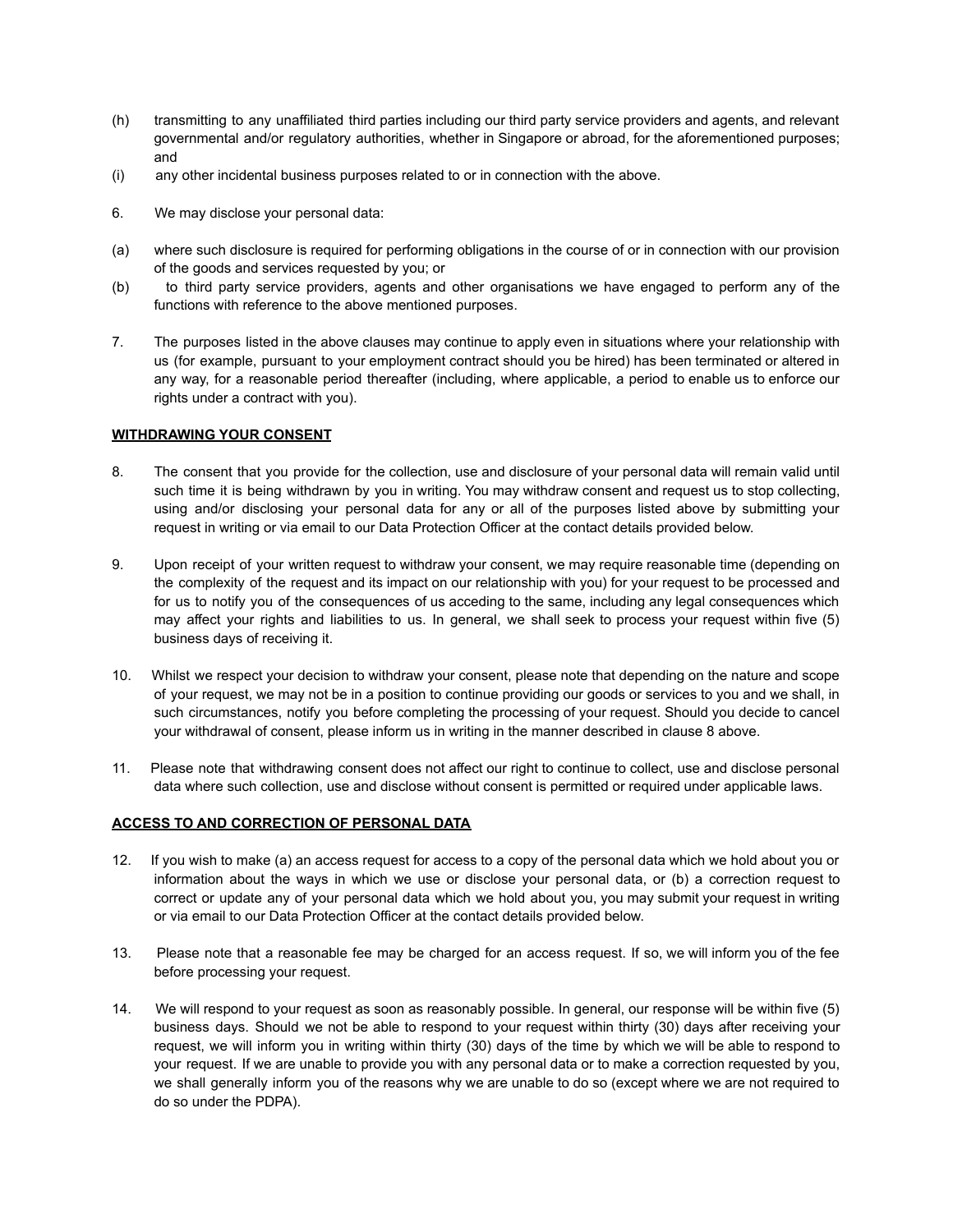(h) transmitting to any unaffiliated third parties including our third party service providers and agents, and relevant governmental and/or regulatory authorities, whether in Singapore or abroad, for the aforementioned purposes; and

(i) any other incidental business purposes related to or in connection with the above.

6. We may disclose your personal data:

(a) where such disclosure is required for performing obligations in the course of or in connection with our provision of the goods and services requested by you; or

(b) to third party service providers, agents and other organisations we have engaged to perform any of the functions with reference to the above mentioned purposes.

7. The purposes listed in the above clauses may continue to apply even in situations where your relationship with us (for example, pursuant to your employment contract should you be hired) has been terminated or altered in any way, for a reasonable period thereafter (including, where applicable, a period to enable us to enforce our rights under a contract with you).

**WITHDRAWING YOUR CONSENT**

8. The consent that you provide for the collection, use and disclosure of your personal data will remain valid until such time it is being withdrawn by you in writing. You may withdraw consent and request us to stop collecting, using and/or disclosing your personal data for any or all of the purposes listed above by submitting your request in writing or via email to our Data Protection Officer at the contact details provided below.

9. Upon receipt of your written request to withdraw your consent, we may require reasonable time (depending on the complexity of the request and its impact on our relationship with you) for your request to be processed and for us to notify you of the consequences of us acceding to the same, including any legal consequences which may affect your rights and liabilities to us. In general, we shall seek to process your request within five (5) business days of receiving it.

10. Whilst we respect your decision to withdraw your consent, please note that depending on the nature and scope of your request, we may not be in a position to continue providing our goods or services to you and we shall, in such circumstances, notify you before completing the processing of your request. Should you decide to cancel your withdrawal of consent, please inform us in writing in the manner described in clause 8 above.

11. Please note that withdrawing consent does not affect our right to continue to collect, use and disclose personal data where such collection, use and disclose without consent is permitted or required under applicable laws.

**ACCESS TO AND CORRECTION OF PERSONAL DATA**

12. If you wish to make (a) an access request for access to a copy of the personal data which we hold about you or information about the ways in which we use or disclose your personal data, or (b) a correction request to correct or update any of your personal data which we hold about you, you may submit your request in writing or via email to our Data Protection Officer at the contact details provided below.

13. Please note that a reasonable fee may be charged for an access request. If so, we will inform you of the fee before processing your request.

14. We will respond to your request as soon as reasonably possible. In general, our response will be within five (5) business days. Should we not be able to respond to your request within thirty (30) days after receiving your request, we will inform you in writing within thirty (30) days of the time by which we will be able to respond to your request. If we are unable to provide you with any personal data or to make a correction requested by you, we shall generally inform you of the reasons why we are unable to do so (except where we are not required to do so under the PDPA).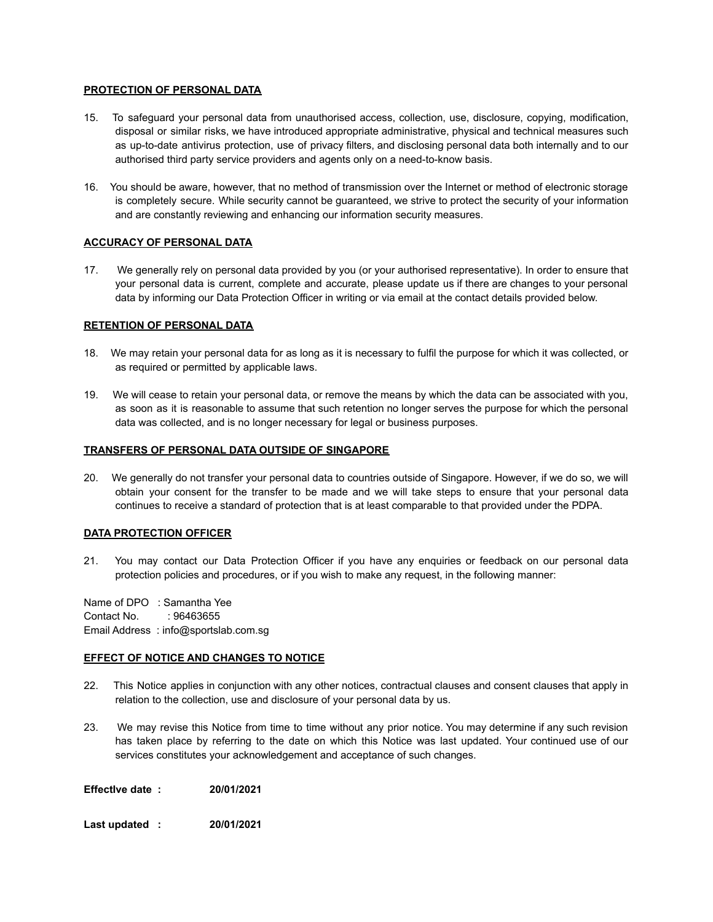**PROTECTION OF PERSONAL DATA**

15. To safeguard your personal data from unauthorised access, collection, use, disclosure, copying, modification, disposal or similar risks, we have introduced appropriate administrative, physical and technical measures such as up-to-date antivirus protection, use of privacy filters, and disclosing personal data both internally and to our authorised third party service providers and agents only on a need-to-know basis.

16. You should be aware, however, that no method of transmission over the Internet or method of electronic storage is completely secure. While security cannot be guaranteed, we strive to protect the security of your information and are constantly reviewing and enhancing our information security measures.

**ACCURACY OF PERSONAL DATA**

17. We generally rely on personal data provided by you (or your authorised representative). In order to ensure that your personal data is current, complete and accurate, please update us if there are changes to your personal data by informing our Data Protection Officer in writing or via email at the contact details provided below.

**RETENTION OF PERSONAL DATA**

18. We may retain your personal data for as long as it is necessary to fulfil the purpose for which it was collected, or as required or permitted by applicable laws.

19. We will cease to retain your personal data, or remove the means by which the data can be associated with you, as soon as it is reasonable to assume that such retention no longer serves the purpose for which the personal data was collected, and is no longer necessary for legal or business purposes.

**TRANSFERS OF PERSONAL DATA OUTSIDE OF SINGAPORE**

20. We generally do not transfer your personal data to countries outside of Singapore. However, if we do so, we will obtain your consent for the transfer to be made and we will take steps to ensure that your personal data continues to receive a standard of protection that is at least comparable to that provided under the PDPA.

**DATA PROTECTION OFFICER**

21. You may contact our Data Protection Officer if you have any enquiries or feedback on our personal data protection policies and procedures, or if you wish to make any request, in the following manner:

Name of DPO : Samantha Yee
Contact No. : 96463655
Email Address : info@sportslab.com.sg

**EFFECT OF NOTICE AND CHANGES TO NOTICE**

22. This Notice applies in conjunction with any other notices, contractual clauses and consent clauses that apply in relation to the collection, use and disclosure of your personal data by us.

23. We may revise this Notice from time to time without any prior notice. You may determine if any such revision has taken place by referring to the date on which this Notice was last updated. Your continued use of our services constitutes your acknowledgement and acceptance of such changes.

**Effectlve date : 20/01/2021**

**Last updated : 20/01/2021**